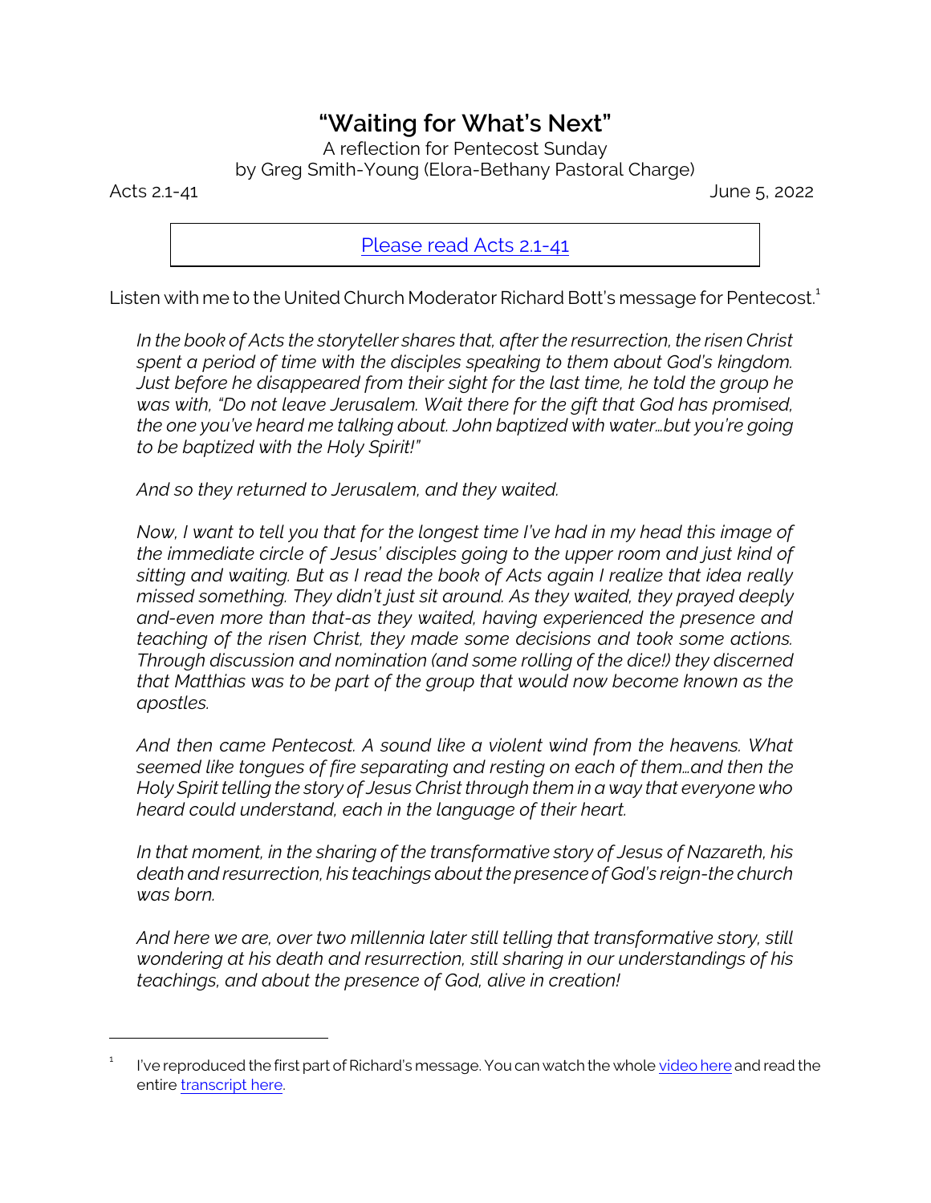# "Waiting for What's Next"

A reflection for Pentecost Sunday
by Greg Smith-Young (Elora-Bethany Pastoral Charge)

Acts 2.1-41 June 5, 2022

[Please read Acts 2.1-41]

Listen with me to the United Church Moderator Richard Bott's message for Pentecost.[1]

*In the book of Acts the storyteller shares that, after the resurrection, the risen Christ spent a period of time with the disciples speaking to them about God's kingdom. Just before he disappeared from their sight for the last time, he told the group he was with, "Do not leave Jerusalem. Wait there for the gift that God has promised, the one you've heard me talking about. John baptized with water…but you're going to be baptized with the Holy Spirit!"*

*And so they returned to Jerusalem, and they waited.*

*Now, I want to tell you that for the longest time I've had in my head this image of the immediate circle of Jesus' disciples going to the upper room and just kind of sitting and waiting. But as I read the book of Acts again I realize that idea really missed something. They didn't just sit around. As they waited, they prayed deeply and-even more than that-as they waited, having experienced the presence and teaching of the risen Christ, they made some decisions and took some actions. Through discussion and nomination (and some rolling of the dice!) they discerned that Matthias was to be part of the group that would now become known as the apostles.*

*And then came Pentecost. A sound like a violent wind from the heavens. What seemed like tongues of fire separating and resting on each of them…and then the Holy Spirit telling the story of Jesus Christ through them in a way that everyone who heard could understand, each in the language of their heart.*

*In that moment, in the sharing of the transformative story of Jesus of Nazareth, his death and resurrection, his teachings about the presence of God's reign-the church was born.*

*And here we are, over two millennia later still telling that transformative story, still wondering at his death and resurrection, still sharing in our understandings of his teachings, and about the presence of God, alive in creation!*

---

[1] I've reproduced the first part of Richard's message. You can watch the whole video here and read the entire transcript here.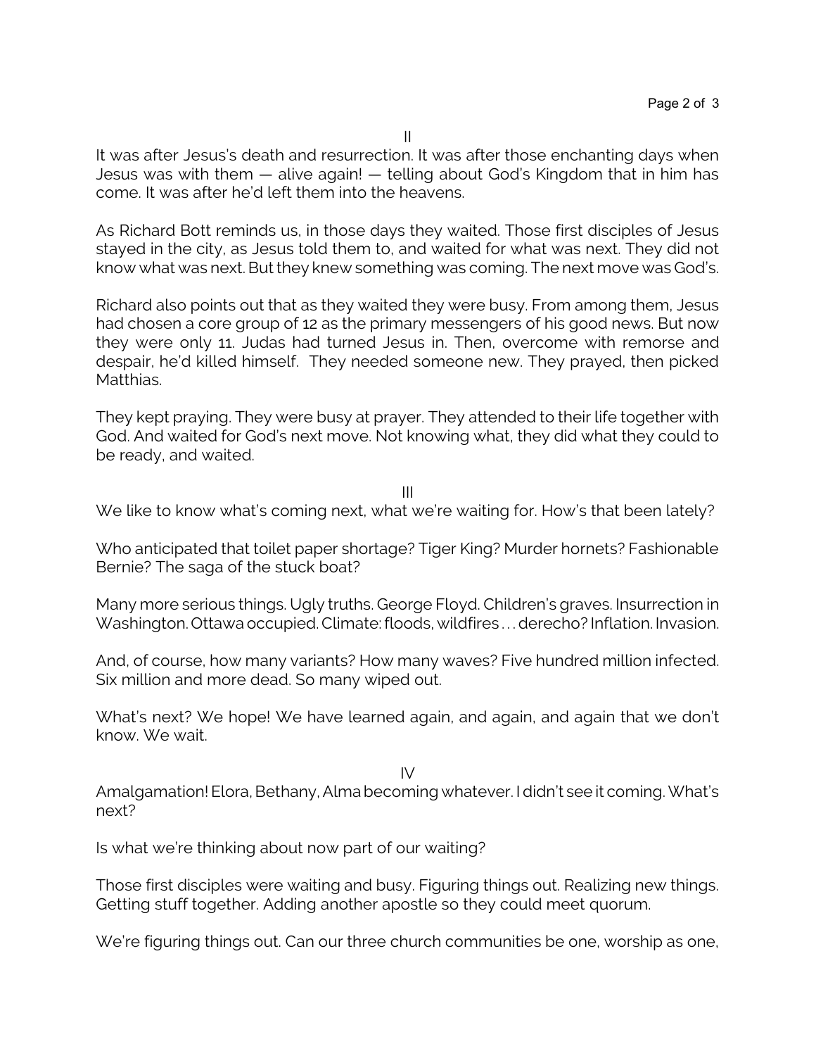II

It was after Jesus's death and resurrection. It was after those enchanting days when Jesus was with them — alive again! — telling about God's Kingdom that in him has come. It was after he'd left them into the heavens.

As Richard Bott reminds us, in those days they waited. Those first disciples of Jesus stayed in the city, as Jesus told them to, and waited for what was next. They did not know what was next. But they knew something was coming. The next move was God's.

Richard also points out that as they waited they were busy. From among them, Jesus had chosen a core group of 12 as the primary messengers of his good news. But now they were only 11. Judas had turned Jesus in. Then, overcome with remorse and despair, he'd killed himself. They needed someone new. They prayed, then picked Matthias.

They kept praying. They were busy at prayer. They attended to their life together with God. And waited for God's next move. Not knowing what, they did what they could to be ready, and waited.

III

We like to know what's coming next, what we're waiting for. How's that been lately?

Who anticipated that toilet paper shortage? Tiger King? Murder hornets? Fashionable Bernie? The saga of the stuck boat?

Many more serious things. Ugly truths. George Floyd. Children's graves. Insurrection in Washington. Ottawa occupied. Climate: floods, wildfires . . . derecho? Inflation. Invasion.

And, of course, how many variants? How many waves? Five hundred million infected. Six million and more dead. So many wiped out.

What's next? We hope! We have learned again, and again, and again that we don't know. We wait.

IV

Amalgamation! Elora, Bethany, Alma becoming whatever. I didn't see it coming. What's next?

Is what we're thinking about now part of our waiting?

Those first disciples were waiting and busy. Figuring things out. Realizing new things. Getting stuff together. Adding another apostle so they could meet quorum.

We're figuring things out. Can our three church communities be one, worship as one,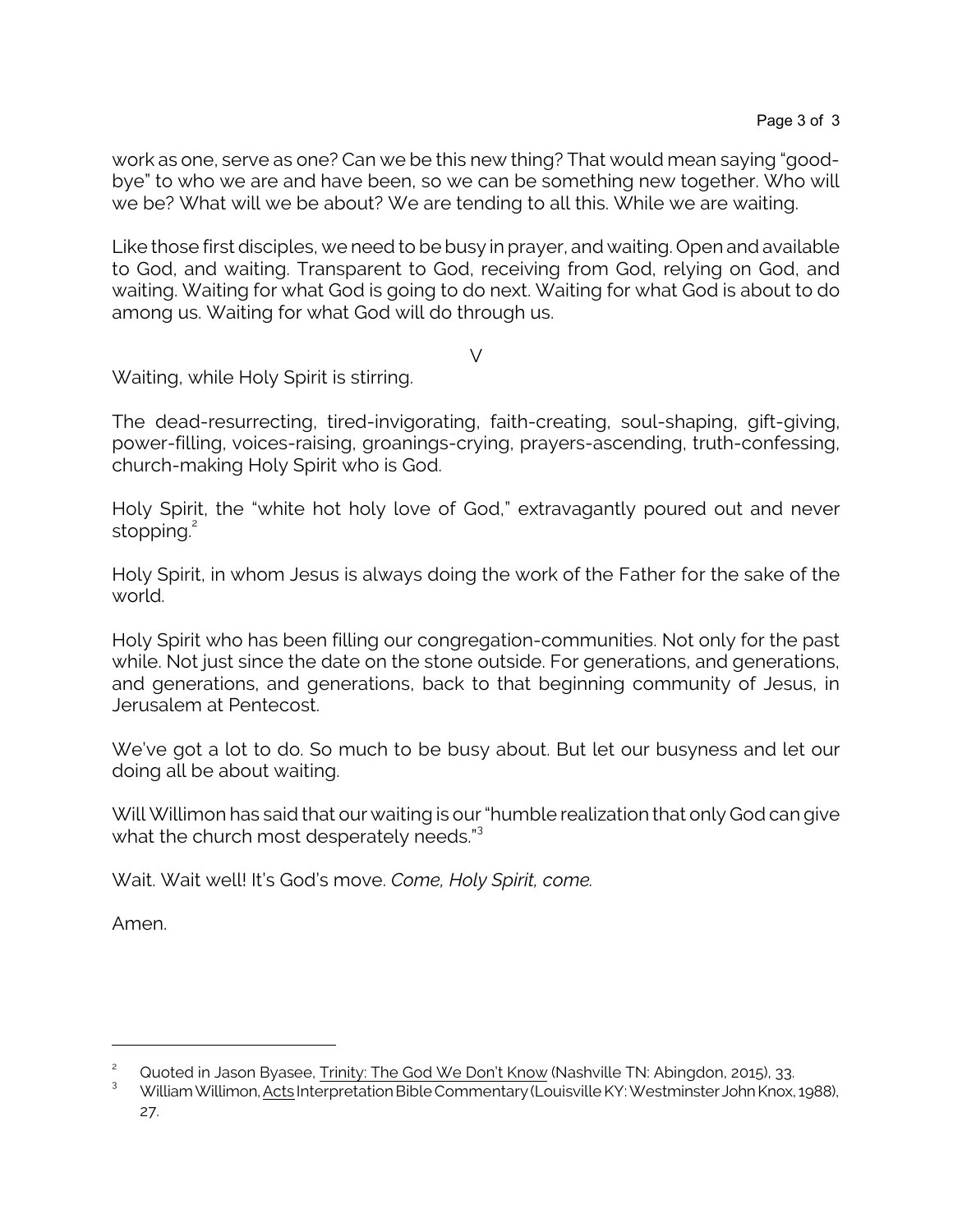work as one, serve as one? Can we be this new thing? That would mean saying "good-bye" to who we are and have been, so we can be something new together. Who will we be? What will we be about? We are tending to all this. While we are waiting.

Like those first disciples, we need to be busy in prayer, and waiting. Open and available to God, and waiting. Transparent to God, receiving from God, relying on God, and waiting. Waiting for what God is going to do next. Waiting for what God is about to do among us. Waiting for what God will do through us.

V

Waiting, while Holy Spirit is stirring.

The dead-resurrecting, tired-invigorating, faith-creating, soul-shaping, gift-giving, power-filling, voices-raising, groanings-crying, prayers-ascending, truth-confessing, church-making Holy Spirit who is God.

Holy Spirit, the "white hot holy love of God," extravagantly poured out and never stopping.[2]

Holy Spirit, in whom Jesus is always doing the work of the Father for the sake of the world.

Holy Spirit who has been filling our congregation-communities. Not only for the past while. Not just since the date on the stone outside. For generations, and generations, and generations, and generations, back to that beginning community of Jesus, in Jerusalem at Pentecost.

We've got a lot to do. So much to be busy about. But let our busyness and let our doing all be about waiting.

Will Willimon has said that our waiting is our "humble realization that only God can give what the church most desperately needs."[3]

Wait. Wait well! It's God's move. *Come, Holy Spirit, come.*

Amen.

---

[2] Quoted in Jason Byasee, Trinity: The God We Don't Know (Nashville TN: Abingdon, 2015), 33.

[3] William Willimon, Acts Interpretation Bible Commentary (Louisville KY: Westminster John Knox, 1988), 27.